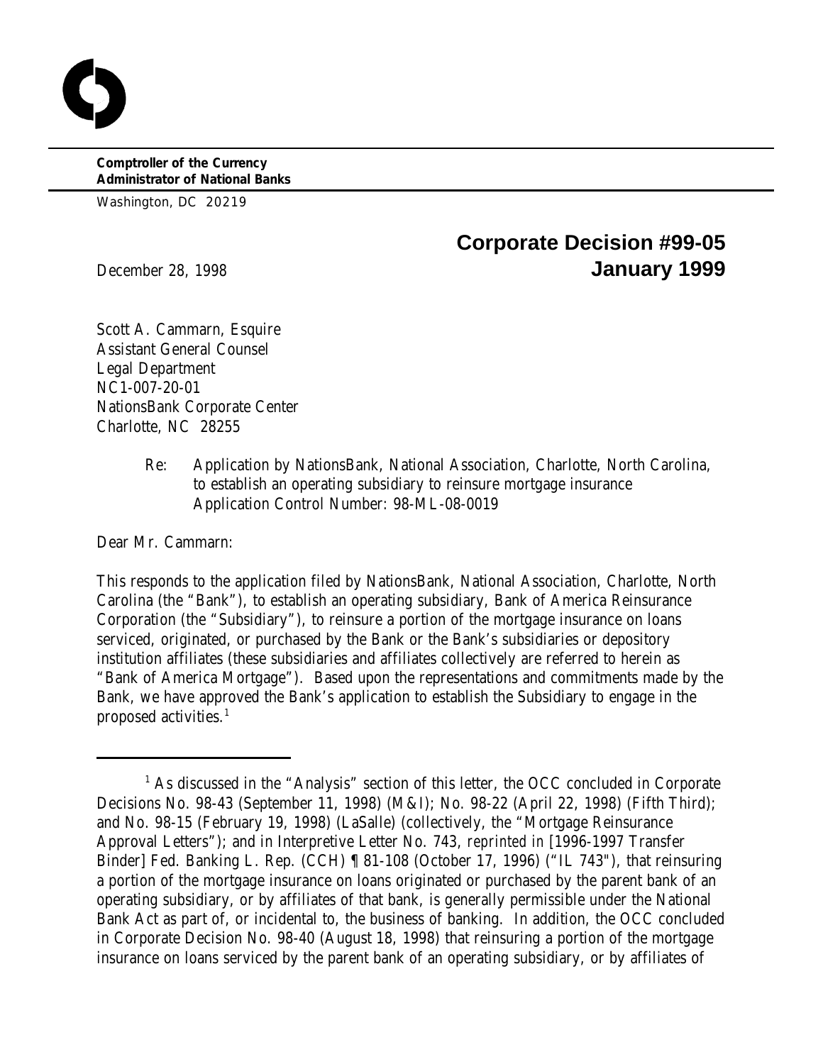**Comptroller of the Currency**
**Administrator of National Banks**

Washington, DC 20219

## Corporate Decision #99-05
## January 1999

December 28, 1998

Scott A. Cammarn, Esquire
Assistant General Counsel
Legal Department
NC1-007-20-01
NationsBank Corporate Center
Charlotte, NC 28255

> Re: Application by NationsBank, National Association, Charlotte, North Carolina, to establish an operating subsidiary to reinsure mortgage insurance
> Application Control Number: 98-ML-08-0019

Dear Mr. Cammarn:

This responds to the application filed by NationsBank, National Association, Charlotte, North Carolina (the "Bank"), to establish an operating subsidiary, Bank of America Reinsurance Corporation (the "Subsidiary"), to reinsure a portion of the mortgage insurance on loans serviced, originated, or purchased by the Bank or the Bank's subsidiaries or depository institution affiliates (these subsidiaries and affiliates collectively are referred to herein as "Bank of America Mortgage"). Based upon the representations and commitments made by the Bank, we have approved the Bank's application to establish the Subsidiary to engage in the proposed activities.[1]

---

[1] As discussed in the "Analysis" section of this letter, the OCC concluded in Corporate Decisions No. 98-43 (September 11, 1998) (M&I); No. 98-22 (April 22, 1998) (Fifth Third); and No. 98-15 (February 19, 1998) (LaSalle) (collectively, the "Mortgage Reinsurance Approval Letters"); and in Interpretive Letter No. 743, *reprinted in* [1996-1997 Transfer Binder] Fed. Banking L. Rep. (CCH) ¶ 81-108 (October 17, 1996) ("IL 743"), that reinsuring a portion of the mortgage insurance on loans originated or purchased by the parent bank of an operating subsidiary, or by affiliates of that bank, is generally permissible under the National Bank Act as part of, or incidental to, the business of banking. In addition, the OCC concluded in Corporate Decision No. 98-40 (August 18, 1998) that reinsuring a portion of the mortgage insurance on loans serviced by the parent bank of an operating subsidiary, or by affiliates of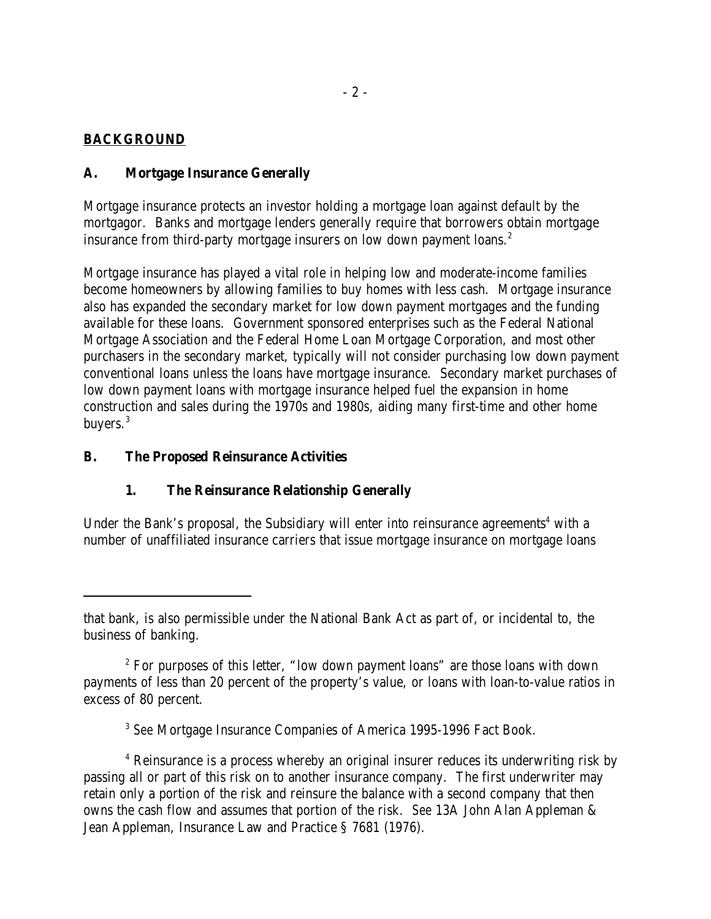## BACKGROUND

### A. Mortgage Insurance Generally

Mortgage insurance protects an investor holding a mortgage loan against default by the mortgagor. Banks and mortgage lenders generally require that borrowers obtain mortgage insurance from third-party mortgage insurers on low down payment loans.[2]

Mortgage insurance has played a vital role in helping low and moderate-income families become homeowners by allowing families to buy homes with less cash. Mortgage insurance also has expanded the secondary market for low down payment mortgages and the funding available for these loans. Government sponsored enterprises such as the Federal National Mortgage Association and the Federal Home Loan Mortgage Corporation, and most other purchasers in the secondary market, typically will not consider purchasing low down payment conventional loans unless the loans have mortgage insurance. Secondary market purchases of low down payment loans with mortgage insurance helped fuel the expansion in home construction and sales during the 1970s and 1980s, aiding many first-time and other home buyers.[3]

### B. The Proposed Reinsurance Activities

#### 1. The Reinsurance Relationship Generally

Under the Bank's proposal, the Subsidiary will enter into reinsurance agreements[4] with a number of unaffiliated insurance carriers that issue mortgage insurance on mortgage loans

---

that bank, is also permissible under the National Bank Act as part of, or incidental to, the business of banking.

[2] For purposes of this letter, "low down payment loans" are those loans with down payments of less than 20 percent of the property's value, or loans with loan-to-value ratios in excess of 80 percent.

[3] *See* Mortgage Insurance Companies of America 1995-1996 Fact Book.

[4] Reinsurance is a process whereby an original insurer reduces its underwriting risk by passing all or part of this risk on to another insurance company. The first underwriter may retain only a portion of the risk and reinsure the balance with a second company that then owns the cash flow and assumes that portion of the risk. *See* 13A John Alan Appleman & Jean Appleman, Insurance Law and Practice § 7681 (1976).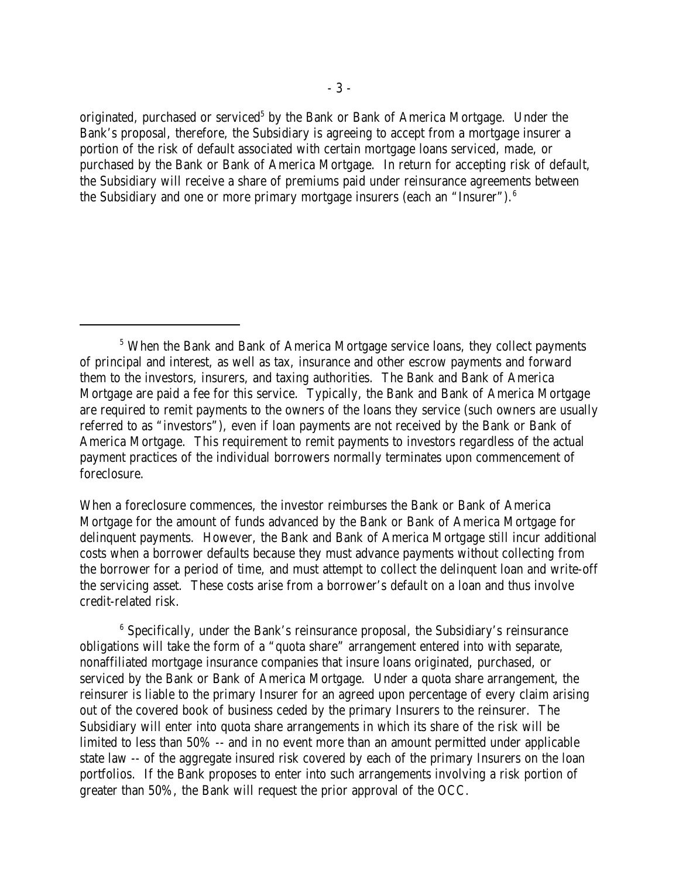originated, purchased or serviced[5] by the Bank or Bank of America Mortgage. Under the Bank's proposal, therefore, the Subsidiary is agreeing to accept from a mortgage insurer a portion of the risk of default associated with certain mortgage loans serviced, made, or purchased by the Bank or Bank of America Mortgage. In return for accepting risk of default, the Subsidiary will receive a share of premiums paid under reinsurance agreements between the Subsidiary and one or more primary mortgage insurers (each an "Insurer").[6]

---

[5] When the Bank and Bank of America Mortgage service loans, they collect payments of principal and interest, as well as tax, insurance and other escrow payments and forward them to the investors, insurers, and taxing authorities. The Bank and Bank of America Mortgage are paid a fee for this service. Typically, the Bank and Bank of America Mortgage are required to remit payments to the owners of the loans they service (such owners are usually referred to as "investors"), even if loan payments are not received by the Bank or Bank of America Mortgage. This requirement to remit payments to investors regardless of the actual payment practices of the individual borrowers normally terminates upon commencement of foreclosure.

When a foreclosure commences, the investor reimburses the Bank or Bank of America Mortgage for the amount of funds advanced by the Bank or Bank of America Mortgage for delinquent payments. However, the Bank and Bank of America Mortgage still incur additional costs when a borrower defaults because they must advance payments without collecting from the borrower for a period of time, and must attempt to collect the delinquent loan and write-off the servicing asset. These costs arise from a borrower's default on a loan and thus involve credit-related risk.

[6] Specifically, under the Bank's reinsurance proposal, the Subsidiary's reinsurance obligations will take the form of a "quota share" arrangement entered into with separate, nonaffiliated mortgage insurance companies that insure loans originated, purchased, or serviced by the Bank or Bank of America Mortgage. Under a quota share arrangement, the reinsurer is liable to the primary Insurer for an agreed upon percentage of every claim arising out of the covered book of business ceded by the primary Insurers to the reinsurer. The Subsidiary will enter into quota share arrangements in which its share of the risk will be limited to less than 50% -- and in no event more than an amount permitted under applicable state law -- of the aggregate insured risk covered by each of the primary Insurers on the loan portfolios. If the Bank proposes to enter into such arrangements involving a risk portion of greater than 50%, the Bank will request the prior approval of the OCC.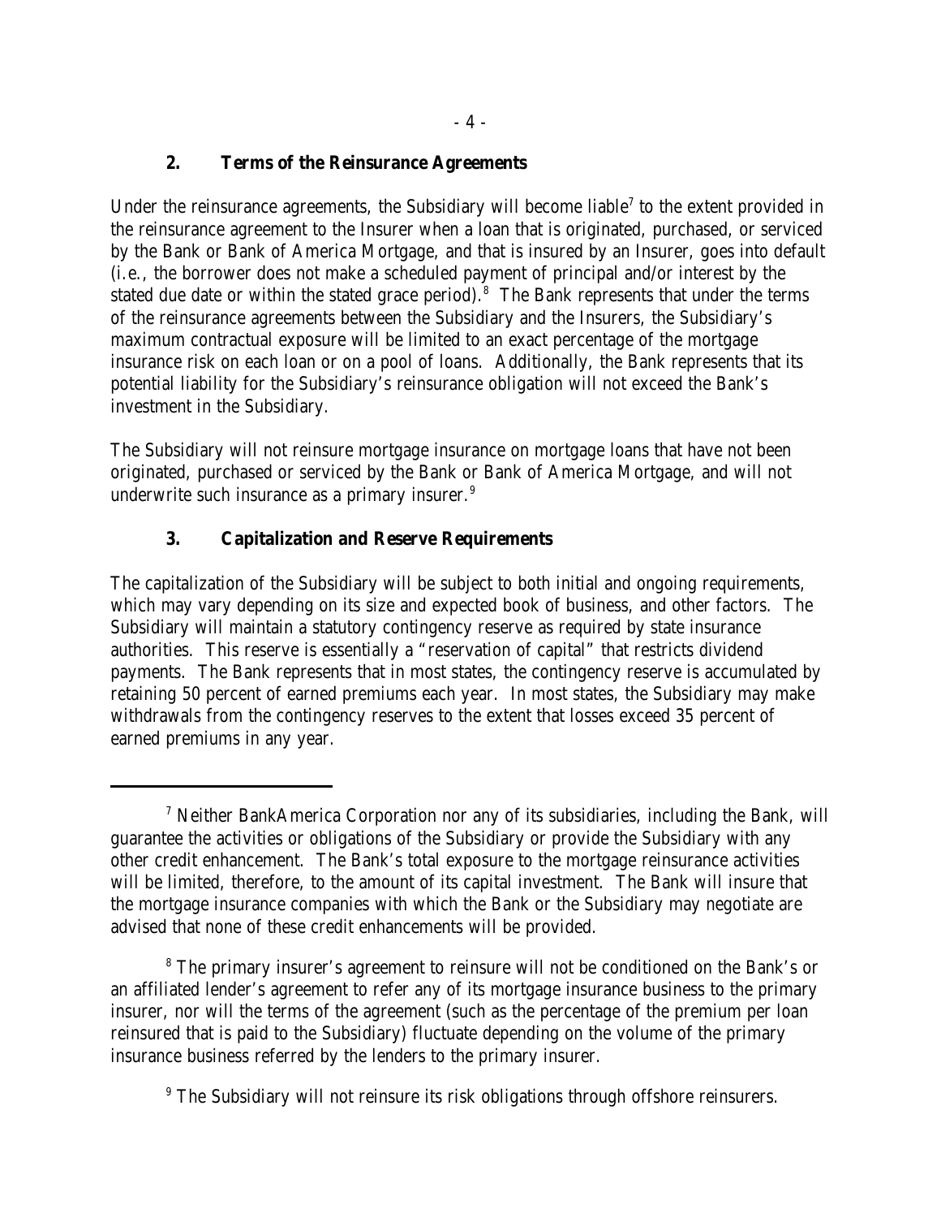### 2. Terms of the Reinsurance Agreements

Under the reinsurance agreements, the Subsidiary will become liable[7] to the extent provided in the reinsurance agreement to the Insurer when a loan that is originated, purchased, or serviced by the Bank or Bank of America Mortgage, and that is insured by an Insurer, goes into default (*i.e.*, the borrower does not make a scheduled payment of principal and/or interest by the stated due date or within the stated grace period).[8] The Bank represents that under the terms of the reinsurance agreements between the Subsidiary and the Insurers, the Subsidiary's maximum contractual exposure will be limited to an exact percentage of the mortgage insurance risk on each loan or on a pool of loans. Additionally, the Bank represents that its potential liability for the Subsidiary's reinsurance obligation will not exceed the Bank's investment in the Subsidiary.

The Subsidiary will not reinsure mortgage insurance on mortgage loans that have not been originated, purchased or serviced by the Bank or Bank of America Mortgage, and will not underwrite such insurance as a primary insurer.[9]

### 3. Capitalization and Reserve Requirements

The capitalization of the Subsidiary will be subject to both initial and ongoing requirements, which may vary depending on its size and expected book of business, and other factors. The Subsidiary will maintain a statutory contingency reserve as required by state insurance authorities. This reserve is essentially a "reservation of capital" that restricts dividend payments. The Bank represents that in most states, the contingency reserve is accumulated by retaining 50 percent of earned premiums each year. In most states, the Subsidiary may make withdrawals from the contingency reserves to the extent that losses exceed 35 percent of earned premiums in any year.

---

[7] Neither BankAmerica Corporation nor any of its subsidiaries, including the Bank, will guarantee the activities or obligations of the Subsidiary or provide the Subsidiary with any other credit enhancement. The Bank's total exposure to the mortgage reinsurance activities will be limited, therefore, to the amount of its capital investment. The Bank will insure that the mortgage insurance companies with which the Bank or the Subsidiary may negotiate are advised that none of these credit enhancements will be provided.

[8] The primary insurer's agreement to reinsure will not be conditioned on the Bank's or an affiliated lender's agreement to refer any of its mortgage insurance business to the primary insurer, nor will the terms of the agreement (such as the percentage of the premium per loan reinsured that is paid to the Subsidiary) fluctuate depending on the volume of the primary insurance business referred by the lenders to the primary insurer.

[9] The Subsidiary will not reinsure its risk obligations through offshore reinsurers.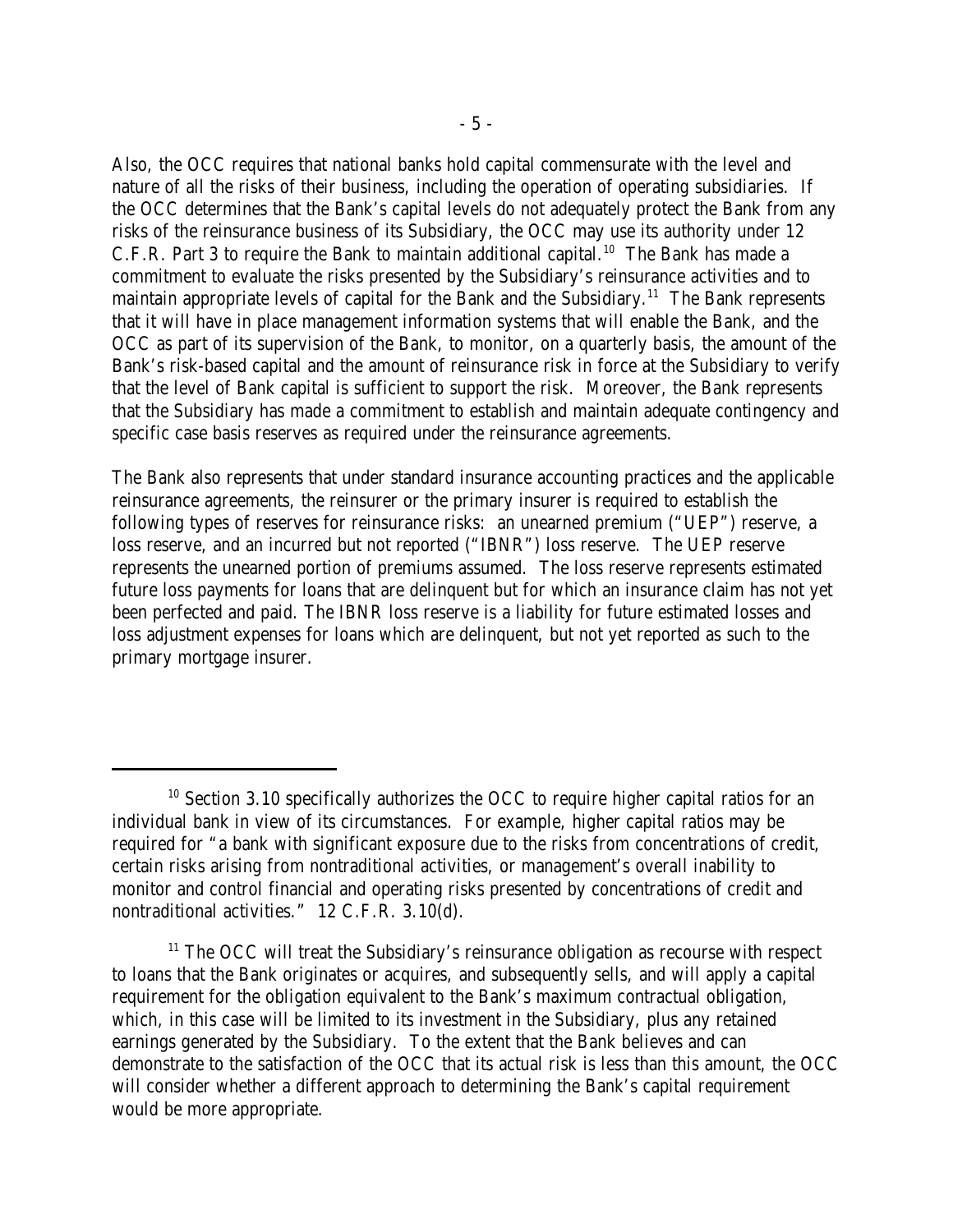Also, the OCC requires that national banks hold capital commensurate with the level and nature of all the risks of their business, including the operation of operating subsidiaries. If the OCC determines that the Bank's capital levels do not adequately protect the Bank from any risks of the reinsurance business of its Subsidiary, the OCC may use its authority under 12 C.F.R. Part 3 to require the Bank to maintain additional capital.[10] The Bank has made a commitment to evaluate the risks presented by the Subsidiary's reinsurance activities and to maintain appropriate levels of capital for the Bank and the Subsidiary.[11] The Bank represents that it will have in place management information systems that will enable the Bank, and the OCC as part of its supervision of the Bank, to monitor, on a quarterly basis, the amount of the Bank's risk-based capital and the amount of reinsurance risk in force at the Subsidiary to verify that the level of Bank capital is sufficient to support the risk. Moreover, the Bank represents that the Subsidiary has made a commitment to establish and maintain adequate contingency and specific case basis reserves as required under the reinsurance agreements.

The Bank also represents that under standard insurance accounting practices and the applicable reinsurance agreements, the reinsurer or the primary insurer is required to establish the following types of reserves for reinsurance risks: an unearned premium ("UEP") reserve, a loss reserve, and an incurred but not reported ("IBNR") loss reserve. The UEP reserve represents the unearned portion of premiums assumed. The loss reserve represents estimated future loss payments for loans that are delinquent but for which an insurance claim has not yet been perfected and paid. The IBNR loss reserve is a liability for future estimated losses and loss adjustment expenses for loans which are delinquent, but not yet reported as such to the primary mortgage insurer.

---

[10] Section 3.10 specifically authorizes the OCC to require higher capital ratios for an individual bank in view of its circumstances. For example, higher capital ratios may be required for "a bank with significant exposure due to the risks from concentrations of credit, certain risks arising from nontraditional activities, or management's overall inability to monitor and control financial and operating risks presented by concentrations of credit and nontraditional activities." 12 C.F.R. 3.10(d).

[11] The OCC will treat the Subsidiary's reinsurance obligation as recourse with respect to loans that the Bank originates or acquires, and subsequently sells, and will apply a capital requirement for the obligation equivalent to the Bank's maximum contractual obligation, which, in this case will be limited to its investment in the Subsidiary, plus any retained earnings generated by the Subsidiary. To the extent that the Bank believes and can demonstrate to the satisfaction of the OCC that its actual risk is less than this amount, the OCC will consider whether a different approach to determining the Bank's capital requirement would be more appropriate.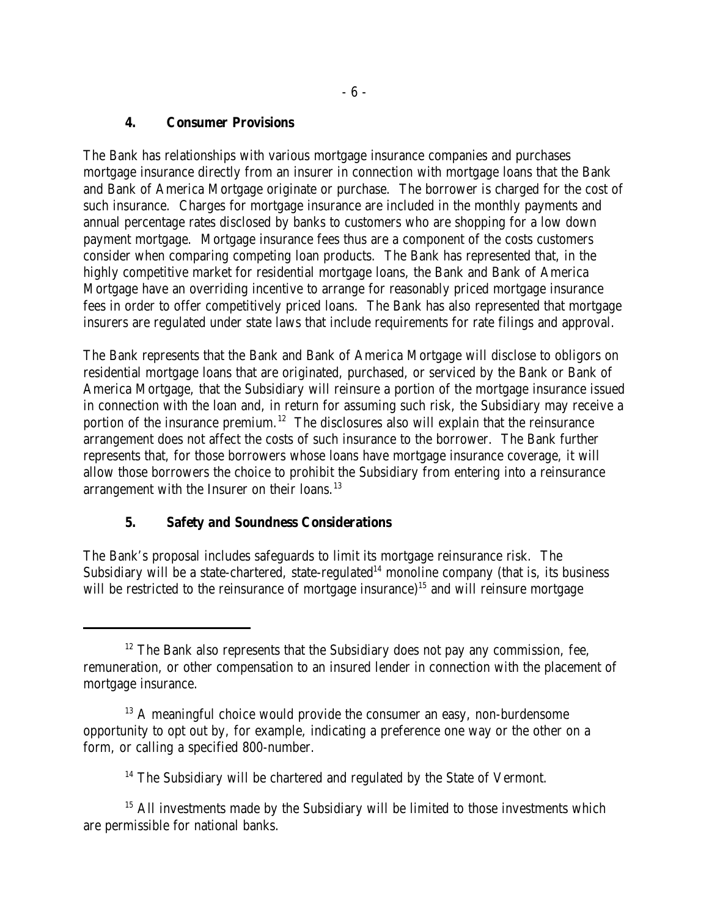### 4. Consumer Provisions

The Bank has relationships with various mortgage insurance companies and purchases mortgage insurance directly from an insurer in connection with mortgage loans that the Bank and Bank of America Mortgage originate or purchase. The borrower is charged for the cost of such insurance. Charges for mortgage insurance are included in the monthly payments and annual percentage rates disclosed by banks to customers who are shopping for a low down payment mortgage. Mortgage insurance fees thus are a component of the costs customers consider when comparing competing loan products. The Bank has represented that, in the highly competitive market for residential mortgage loans, the Bank and Bank of America Mortgage have an overriding incentive to arrange for reasonably priced mortgage insurance fees in order to offer competitively priced loans. The Bank has also represented that mortgage insurers are regulated under state laws that include requirements for rate filings and approval.

The Bank represents that the Bank and Bank of America Mortgage will disclose to obligors on residential mortgage loans that are originated, purchased, or serviced by the Bank or Bank of America Mortgage, that the Subsidiary will reinsure a portion of the mortgage insurance issued in connection with the loan and, in return for assuming such risk, the Subsidiary may receive a portion of the insurance premium.[12] The disclosures also will explain that the reinsurance arrangement does not affect the costs of such insurance to the borrower. The Bank further represents that, for those borrowers whose loans have mortgage insurance coverage, it will allow those borrowers the choice to prohibit the Subsidiary from entering into a reinsurance arrangement with the Insurer on their loans.[13]

### 5. Safety and Soundness Considerations

The Bank's proposal includes safeguards to limit its mortgage reinsurance risk. The Subsidiary will be a state-chartered, state-regulated[14] monoline company (that is, its business will be restricted to the reinsurance of mortgage insurance)[15] and will reinsure mortgage

---

[12] The Bank also represents that the Subsidiary does not pay any commission, fee, remuneration, or other compensation to an insured lender in connection with the placement of mortgage insurance.

[13] A meaningful choice would provide the consumer an easy, non-burdensome opportunity to opt out by, for example, indicating a preference one way or the other on a form, or calling a specified 800-number.

[14] The Subsidiary will be chartered and regulated by the State of Vermont.

[15] All investments made by the Subsidiary will be limited to those investments which are permissible for national banks.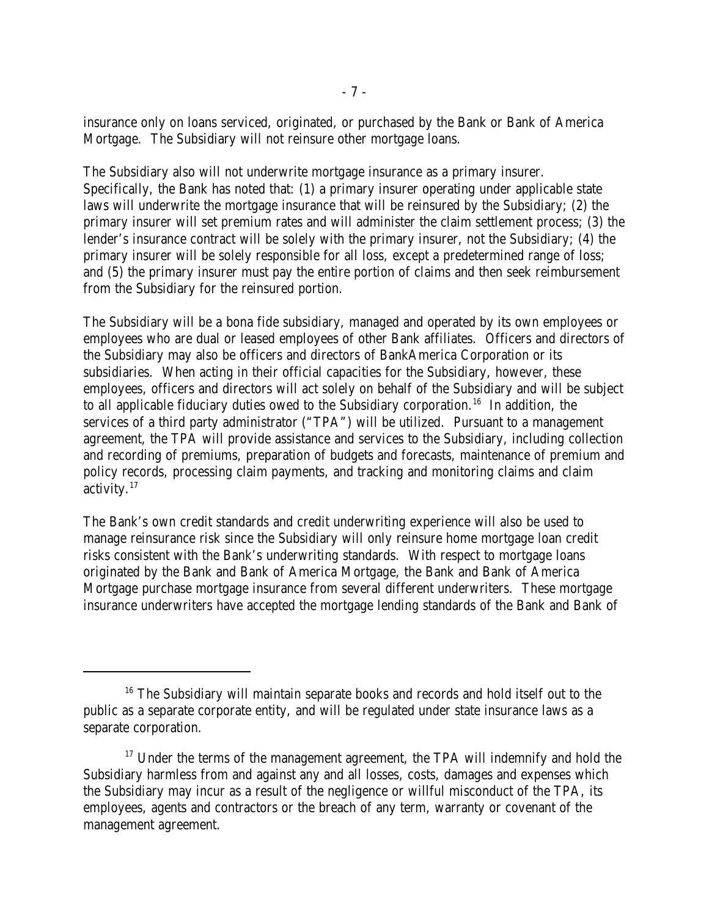insurance only on loans serviced, originated, or purchased by the Bank or Bank of America Mortgage. The Subsidiary will not reinsure other mortgage loans.

The Subsidiary also will not underwrite mortgage insurance as a primary insurer. Specifically, the Bank has noted that: (1) a primary insurer operating under applicable state laws will underwrite the mortgage insurance that will be reinsured by the Subsidiary; (2) the primary insurer will set premium rates and will administer the claim settlement process; (3) the lender's insurance contract will be solely with the primary insurer, not the Subsidiary; (4) the primary insurer will be solely responsible for all loss, except a predetermined range of loss; and (5) the primary insurer must pay the entire portion of claims and then seek reimbursement from the Subsidiary for the reinsured portion.

The Subsidiary will be a bona fide subsidiary, managed and operated by its own employees or employees who are dual or leased employees of other Bank affiliates. Officers and directors of the Subsidiary may also be officers and directors of BankAmerica Corporation or its subsidiaries. When acting in their official capacities for the Subsidiary, however, these employees, officers and directors will act solely on behalf of the Subsidiary and will be subject to all applicable fiduciary duties owed to the Subsidiary corporation.[16] In addition, the services of a third party administrator ("TPA") will be utilized. Pursuant to a management agreement, the TPA will provide assistance and services to the Subsidiary, including collection and recording of premiums, preparation of budgets and forecasts, maintenance of premium and policy records, processing claim payments, and tracking and monitoring claims and claim activity.[17]

The Bank's own credit standards and credit underwriting experience will also be used to manage reinsurance risk since the Subsidiary will only reinsure home mortgage loan credit risks consistent with the Bank's underwriting standards. With respect to mortgage loans originated by the Bank and Bank of America Mortgage, the Bank and Bank of America Mortgage purchase mortgage insurance from several different underwriters. These mortgage insurance underwriters have accepted the mortgage lending standards of the Bank and Bank of

---

[16] The Subsidiary will maintain separate books and records and hold itself out to the public as a separate corporate entity, and will be regulated under state insurance laws as a separate corporation.

[17] Under the terms of the management agreement, the TPA will indemnify and hold the Subsidiary harmless from and against any and all losses, costs, damages and expenses which the Subsidiary may incur as a result of the negligence or willful misconduct of the TPA, its employees, agents and contractors or the breach of any term, warranty or covenant of the management agreement.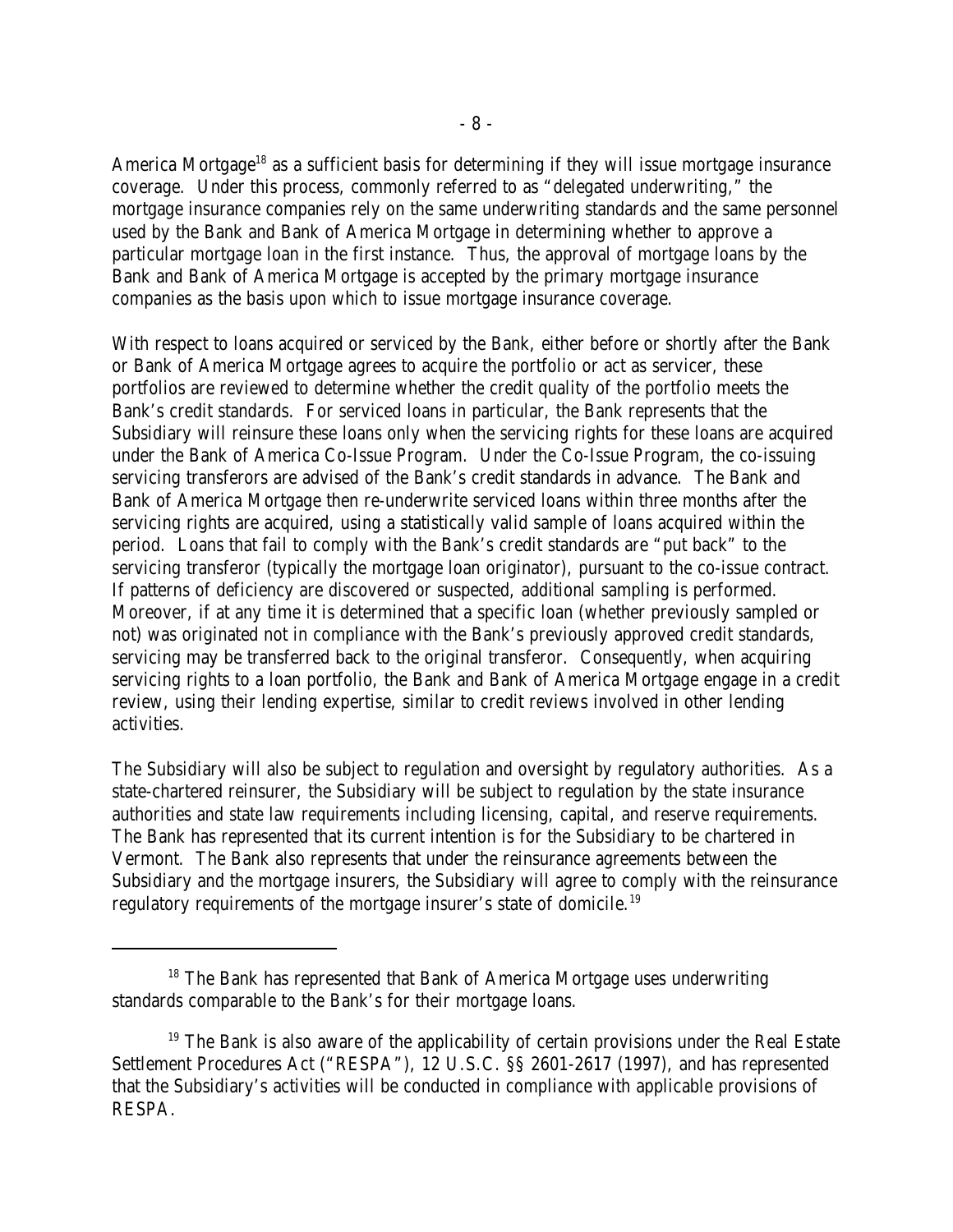America Mortgage[18] as a sufficient basis for determining if they will issue mortgage insurance coverage. Under this process, commonly referred to as "delegated underwriting," the mortgage insurance companies rely on the same underwriting standards and the same personnel used by the Bank and Bank of America Mortgage in determining whether to approve a particular mortgage loan in the first instance. Thus, the approval of mortgage loans by the Bank and Bank of America Mortgage is accepted by the primary mortgage insurance companies as the basis upon which to issue mortgage insurance coverage.

With respect to loans acquired or serviced by the Bank, either before or shortly after the Bank or Bank of America Mortgage agrees to acquire the portfolio or act as servicer, these portfolios are reviewed to determine whether the credit quality of the portfolio meets the Bank's credit standards. For serviced loans in particular, the Bank represents that the Subsidiary will reinsure these loans only when the servicing rights for these loans are acquired under the Bank of America Co-Issue Program. Under the Co-Issue Program, the co-issuing servicing transferors are advised of the Bank's credit standards in advance. The Bank and Bank of America Mortgage then re-underwrite serviced loans within three months after the servicing rights are acquired, using a statistically valid sample of loans acquired within the period. Loans that fail to comply with the Bank's credit standards are "put back" to the servicing transferor (typically the mortgage loan originator), pursuant to the co-issue contract. If patterns of deficiency are discovered or suspected, additional sampling is performed. Moreover, if at any time it is determined that a specific loan (whether previously sampled or not) was originated not in compliance with the Bank's previously approved credit standards, servicing may be transferred back to the original transferor. Consequently, when acquiring servicing rights to a loan portfolio, the Bank and Bank of America Mortgage engage in a credit review, using their lending expertise, similar to credit reviews involved in other lending activities.

The Subsidiary will also be subject to regulation and oversight by regulatory authorities. As a state-chartered reinsurer, the Subsidiary will be subject to regulation by the state insurance authorities and state law requirements including licensing, capital, and reserve requirements. The Bank has represented that its current intention is for the Subsidiary to be chartered in Vermont. The Bank also represents that under the reinsurance agreements between the Subsidiary and the mortgage insurers, the Subsidiary will agree to comply with the reinsurance regulatory requirements of the mortgage insurer's state of domicile.[19]

---

[18] The Bank has represented that Bank of America Mortgage uses underwriting standards comparable to the Bank's for their mortgage loans.

[19] The Bank is also aware of the applicability of certain provisions under the Real Estate Settlement Procedures Act ("RESPA"), 12 U.S.C. §§ 2601-2617 (1997), and has represented that the Subsidiary's activities will be conducted in compliance with applicable provisions of RESPA.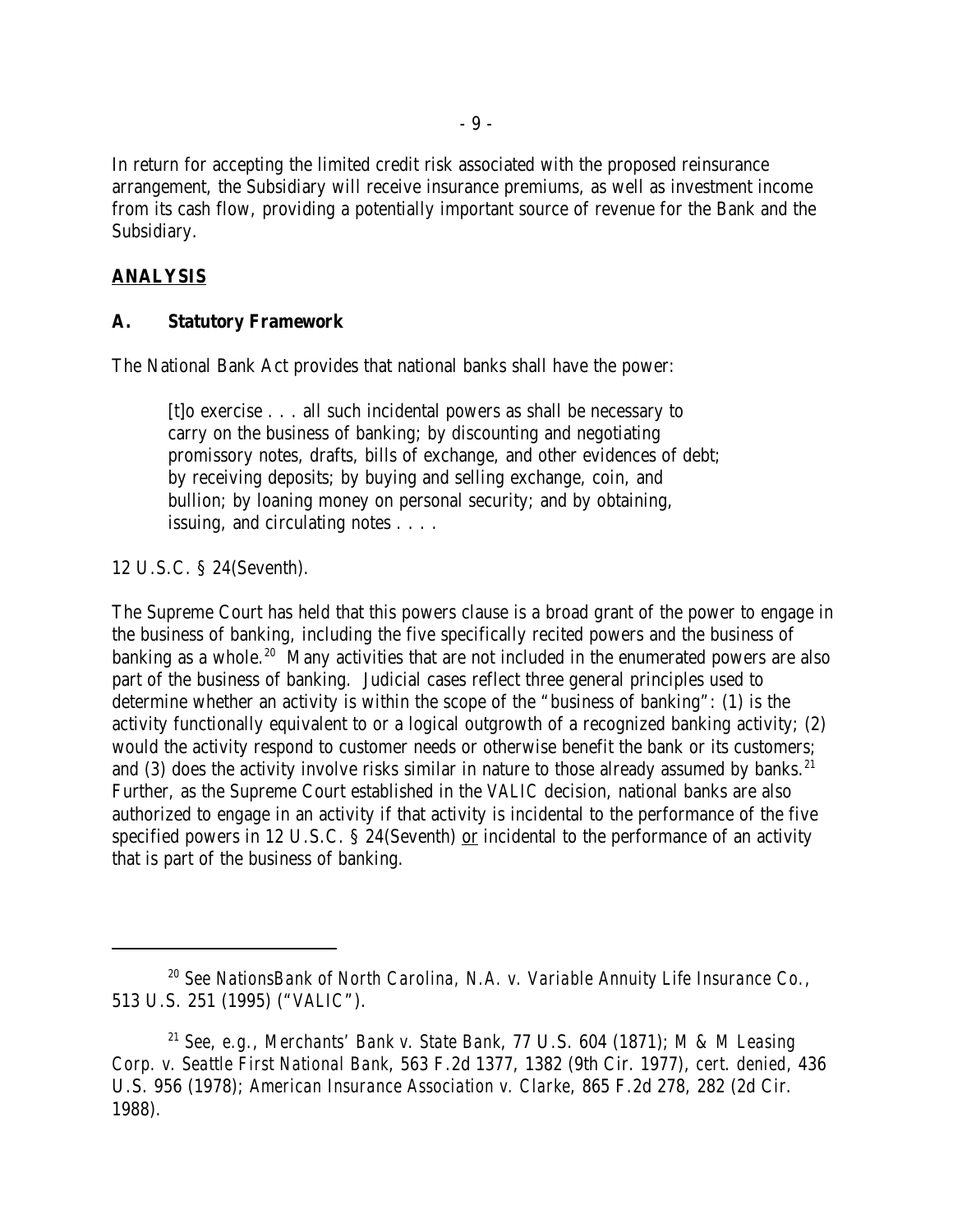In return for accepting the limited credit risk associated with the proposed reinsurance arrangement, the Subsidiary will receive insurance premiums, as well as investment income from its cash flow, providing a potentially important source of revenue for the Bank and the Subsidiary.

## **ANALYSIS**

### **A. Statutory Framework**

The National Bank Act provides that national banks shall have the power:

> [t]o exercise . . . all such incidental powers as shall be necessary to carry on the business of banking; by discounting and negotiating promissory notes, drafts, bills of exchange, and other evidences of debt; by receiving deposits; by buying and selling exchange, coin, and bullion; by loaning money on personal security; and by obtaining, issuing, and circulating notes . . . .

12 U.S.C. § 24(Seventh).

The Supreme Court has held that this powers clause is a broad grant of the power to engage in the business of banking, including the five specifically recited powers and the business of banking as a whole.[20] Many activities that are not included in the enumerated powers are also part of the business of banking. Judicial cases reflect three general principles used to determine whether an activity is within the scope of the "business of banking": (1) is the activity functionally equivalent to or a logical outgrowth of a recognized banking activity; (2) would the activity respond to customer needs or otherwise benefit the bank or its customers; and (3) does the activity involve risks similar in nature to those already assumed by banks.[21] Further, as the Supreme Court established in the *VALIC* decision, national banks are also authorized to engage in an activity if that activity is incidental to the performance of the five specified powers in 12 U.S.C. § 24(Seventh) <u>or</u> incidental to the performance of an activity that is part of the business of banking.

---

[20] *See NationsBank of North Carolina, N.A. v. Variable Annuity Life Insurance Co.*, 513 U.S. 251 (1995) ("*VALIC*").

[21] *See, e.g., Merchants' Bank v. State Bank*, 77 U.S. 604 (1871); *M & M Leasing Corp. v. Seattle First National Bank*, 563 F.2d 1377, 1382 (9th Cir. 1977), *cert. denied*, 436 U.S. 956 (1978); *American Insurance Association v. Clarke*, 865 F.2d 278, 282 (2d Cir. 1988).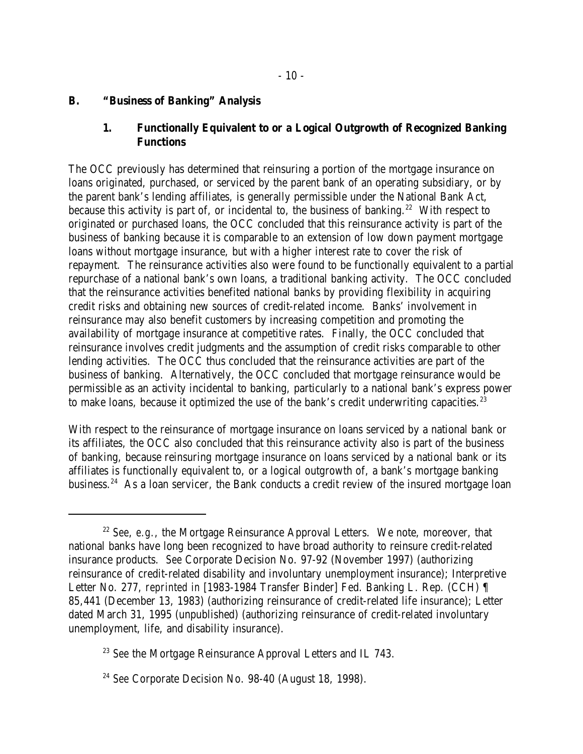## B. "Business of Banking" Analysis

### 1. Functionally Equivalent to or a Logical Outgrowth of Recognized Banking Functions

The OCC previously has determined that reinsuring a portion of the mortgage insurance on loans originated, purchased, or serviced by the parent bank of an operating subsidiary, or by the parent bank's lending affiliates, is generally permissible under the National Bank Act, because this activity is part of, or incidental to, the business of banking.[22] With respect to originated or purchased loans, the OCC concluded that this reinsurance activity is part of the business of banking because it is comparable to an extension of low down payment mortgage loans without mortgage insurance, but with a higher interest rate to cover the risk of repayment. The reinsurance activities also were found to be functionally equivalent to a partial repurchase of a national bank's own loans, a traditional banking activity. The OCC concluded that the reinsurance activities benefited national banks by providing flexibility in acquiring credit risks and obtaining new sources of credit-related income. Banks' involvement in reinsurance may also benefit customers by increasing competition and promoting the availability of mortgage insurance at competitive rates. Finally, the OCC concluded that reinsurance involves credit judgments and the assumption of credit risks comparable to other lending activities. The OCC thus concluded that the reinsurance activities are part of the business of banking. Alternatively, the OCC concluded that mortgage reinsurance would be permissible as an activity incidental to banking, particularly to a national bank's express power to make loans, because it optimized the use of the bank's credit underwriting capacities.[23]

With respect to the reinsurance of mortgage insurance on loans serviced by a national bank or its affiliates, the OCC also concluded that this reinsurance activity also is part of the business of banking, because reinsuring mortgage insurance on loans serviced by a national bank or its affiliates is functionally equivalent to, or a logical outgrowth of, a bank's mortgage banking business.[24] As a loan servicer, the Bank conducts a credit review of the insured mortgage loan

---

[22] *See, e.g.*, the Mortgage Reinsurance Approval Letters. We note, moreover, that national banks have long been recognized to have broad authority to reinsure credit-related insurance products. *See* Corporate Decision No. 97-92 (November 1997) (authorizing reinsurance of credit-related disability and involuntary unemployment insurance); Interpretive Letter No. 277, *reprinted in* [1983-1984 Transfer Binder] Fed. Banking L. Rep. (CCH) ¶ 85,441 (December 13, 1983) (authorizing reinsurance of credit-related life insurance); Letter dated March 31, 1995 (unpublished) (authorizing reinsurance of credit-related involuntary unemployment, life, and disability insurance).

[23] *See* the Mortgage Reinsurance Approval Letters and IL 743.

[24] *See* Corporate Decision No. 98-40 (August 18, 1998).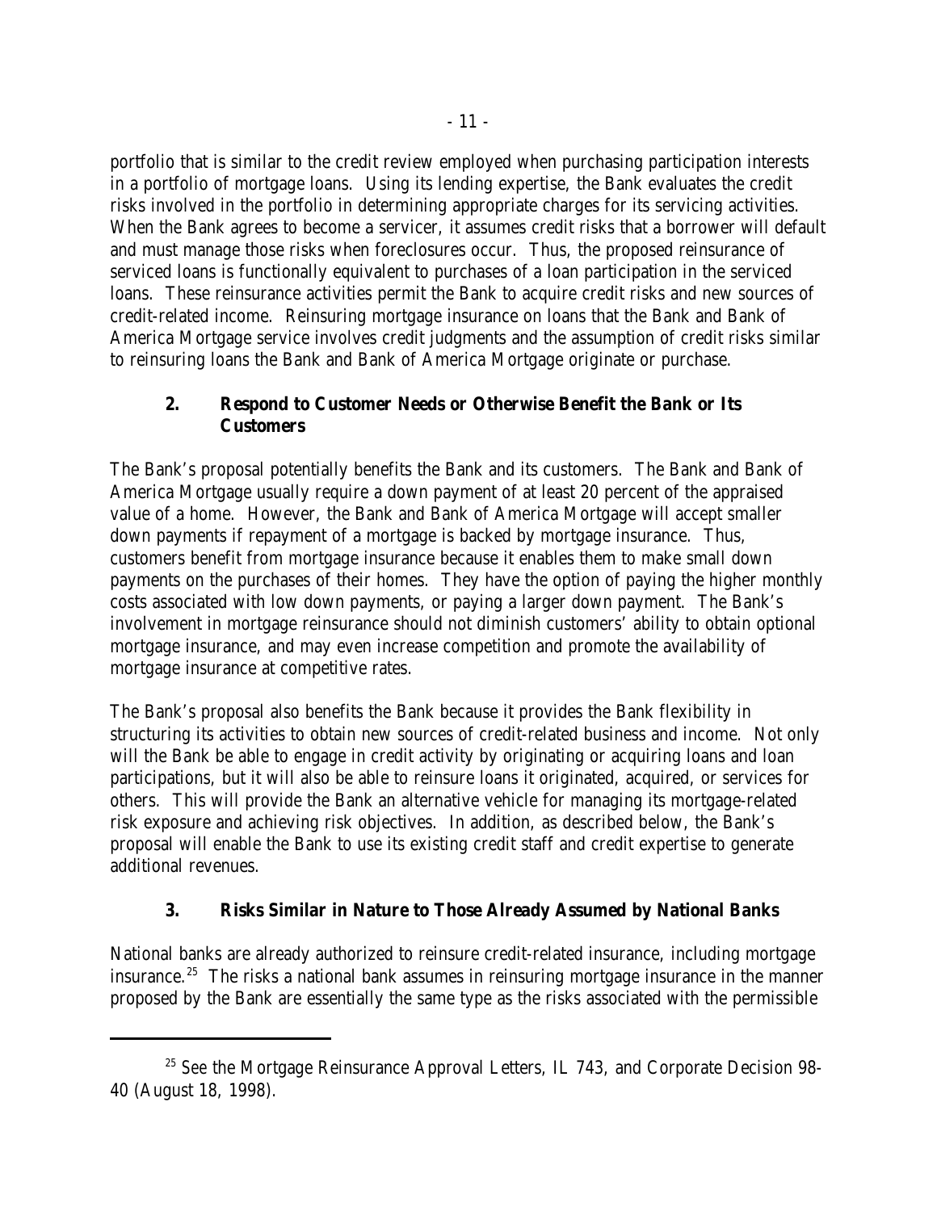portfolio that is similar to the credit review employed when purchasing participation interests in a portfolio of mortgage loans. Using its lending expertise, the Bank evaluates the credit risks involved in the portfolio in determining appropriate charges for its servicing activities. When the Bank agrees to become a servicer, it assumes credit risks that a borrower will default and must manage those risks when foreclosures occur. Thus, the proposed reinsurance of serviced loans is functionally equivalent to purchases of a loan participation in the serviced loans. These reinsurance activities permit the Bank to acquire credit risks and new sources of credit-related income. Reinsuring mortgage insurance on loans that the Bank and Bank of America Mortgage service involves credit judgments and the assumption of credit risks similar to reinsuring loans the Bank and Bank of America Mortgage originate or purchase.

### 2. Respond to Customer Needs or Otherwise Benefit the Bank or Its Customers

The Bank's proposal potentially benefits the Bank and its customers. The Bank and Bank of America Mortgage usually require a down payment of at least 20 percent of the appraised value of a home. However, the Bank and Bank of America Mortgage will accept smaller down payments if repayment of a mortgage is backed by mortgage insurance. Thus, customers benefit from mortgage insurance because it enables them to make small down payments on the purchases of their homes. They have the option of paying the higher monthly costs associated with low down payments, or paying a larger down payment. The Bank's involvement in mortgage reinsurance should not diminish customers' ability to obtain optional mortgage insurance, and may even increase competition and promote the availability of mortgage insurance at competitive rates.

The Bank's proposal also benefits the Bank because it provides the Bank flexibility in structuring its activities to obtain new sources of credit-related business and income. Not only will the Bank be able to engage in credit activity by originating or acquiring loans and loan participations, but it will also be able to reinsure loans it originated, acquired, or services for others. This will provide the Bank an alternative vehicle for managing its mortgage-related risk exposure and achieving risk objectives. In addition, as described below, the Bank's proposal will enable the Bank to use its existing credit staff and credit expertise to generate additional revenues.

### 3. Risks Similar in Nature to Those Already Assumed by National Banks

National banks are already authorized to reinsure credit-related insurance, including mortgage insurance.[25] The risks a national bank assumes in reinsuring mortgage insurance in the manner proposed by the Bank are essentially the same type as the risks associated with the permissible

---

[25] See the Mortgage Reinsurance Approval Letters, IL 743, and Corporate Decision 98-40 (August 18, 1998).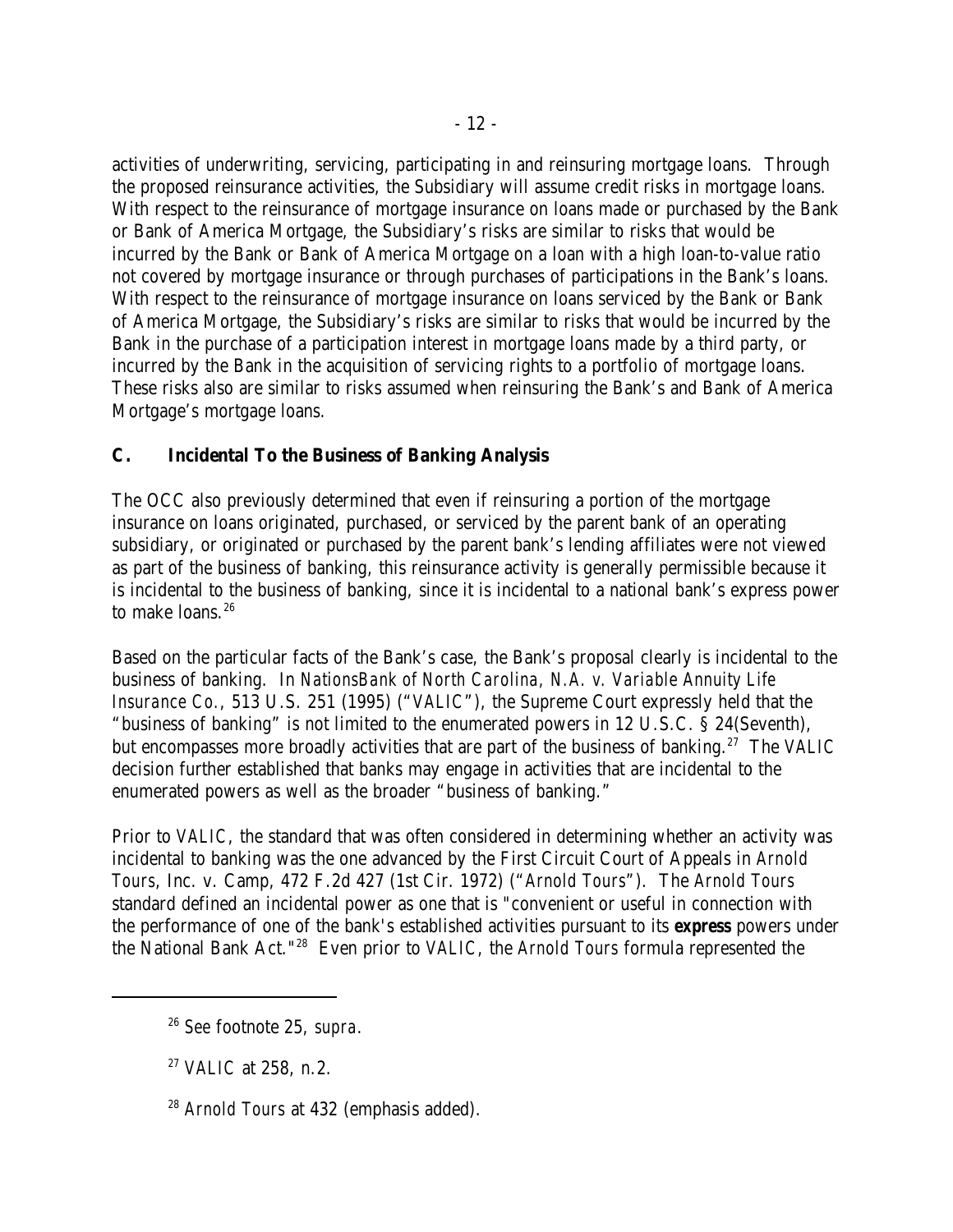activities of underwriting, servicing, participating in and reinsuring mortgage loans. Through the proposed reinsurance activities, the Subsidiary will assume credit risks in mortgage loans. With respect to the reinsurance of mortgage insurance on loans made or purchased by the Bank or Bank of America Mortgage, the Subsidiary's risks are similar to risks that would be incurred by the Bank or Bank of America Mortgage on a loan with a high loan-to-value ratio not covered by mortgage insurance or through purchases of participations in the Bank's loans. With respect to the reinsurance of mortgage insurance on loans serviced by the Bank or Bank of America Mortgage, the Subsidiary's risks are similar to risks that would be incurred by the Bank in the purchase of a participation interest in mortgage loans made by a third party, or incurred by the Bank in the acquisition of servicing rights to a portfolio of mortgage loans. These risks also are similar to risks assumed when reinsuring the Bank's and Bank of America Mortgage's mortgage loans.

### C. Incidental To the Business of Banking Analysis

The OCC also previously determined that even if reinsuring a portion of the mortgage insurance on loans originated, purchased, or serviced by the parent bank of an operating subsidiary, or originated or purchased by the parent bank's lending affiliates were not viewed as part of the business of banking, this reinsurance activity is generally permissible because it is incidental to the business of banking, since it is incidental to a national bank's express power to make loans.[26]

Based on the particular facts of the Bank's case, the Bank's proposal clearly is incidental to the business of banking. In *NationsBank of North Carolina, N.A. v. Variable Annuity Life Insurance Co.*, 513 U.S. 251 (1995) ("*VALIC*"), the Supreme Court expressly held that the "business of banking" is not limited to the enumerated powers in 12 U.S.C. § 24(Seventh), but encompasses more broadly activities that are part of the business of banking.[27] The *VALIC* decision further established that banks may engage in activities that are incidental to the enumerated powers as well as the broader "business of banking."

Prior to *VALIC*, the standard that was often considered in determining whether an activity was incidental to banking was the one advanced by the First Circuit Court of Appeals in *Arnold Tours*, Inc. v. Camp, 472 F.2d 427 (1st Cir. 1972) ("*Arnold Tours*"). The *Arnold Tours* standard defined an incidental power as one that is "convenient or useful in connection with the performance of one of the bank's established activities pursuant to its **express** powers under the National Bank Act."[28] Even prior to *VALIC*, the *Arnold Tours* formula represented the

---

[26] *See* footnote 25, *supra*.

[27] *VALIC* at 258, n.2.

[28] *Arnold Tours* at 432 (emphasis added).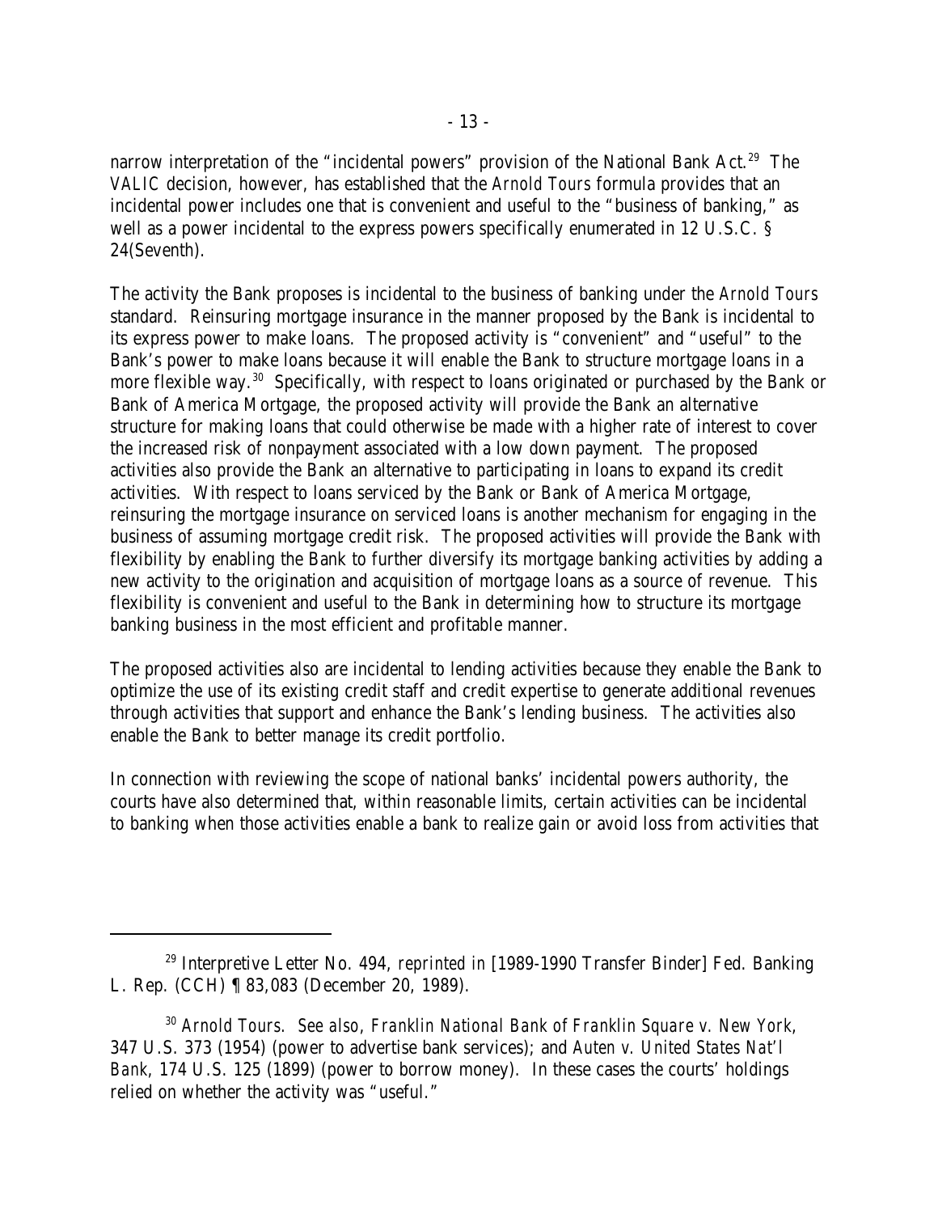narrow interpretation of the "incidental powers" provision of the National Bank Act.[29] The VALIC decision, however, has established that the *Arnold Tours* formula provides that an incidental power includes one that is convenient and useful to the "business of banking," as well as a power incidental to the express powers specifically enumerated in 12 U.S.C. § 24(Seventh).

The activity the Bank proposes is incidental to the business of banking under the *Arnold Tours* standard. Reinsuring mortgage insurance in the manner proposed by the Bank is incidental to its express power to make loans. The proposed activity is "convenient" and "useful" to the Bank's power to make loans because it will enable the Bank to structure mortgage loans in a more flexible way.[30] Specifically, with respect to loans originated or purchased by the Bank or Bank of America Mortgage, the proposed activity will provide the Bank an alternative structure for making loans that could otherwise be made with a higher rate of interest to cover the increased risk of nonpayment associated with a low down payment. The proposed activities also provide the Bank an alternative to participating in loans to expand its credit activities. With respect to loans serviced by the Bank or Bank of America Mortgage, reinsuring the mortgage insurance on serviced loans is another mechanism for engaging in the business of assuming mortgage credit risk. The proposed activities will provide the Bank with flexibility by enabling the Bank to further diversify its mortgage banking activities by adding a new activity to the origination and acquisition of mortgage loans as a source of revenue. This flexibility is convenient and useful to the Bank in determining how to structure its mortgage banking business in the most efficient and profitable manner.

The proposed activities also are incidental to lending activities because they enable the Bank to optimize the use of its existing credit staff and credit expertise to generate additional revenues through activities that support and enhance the Bank's lending business. The activities also enable the Bank to better manage its credit portfolio.

In connection with reviewing the scope of national banks' incidental powers authority, the courts have also determined that, within reasonable limits, certain activities can be incidental to banking when those activities enable a bank to realize gain or avoid loss from activities that

---

[29] Interpretive Letter No. 494, *reprinted in* [1989-1990 Transfer Binder] Fed. Banking L. Rep. (CCH) ¶ 83,083 (December 20, 1989).

[30] *Arnold Tours*. *See also*, *Franklin National Bank of Franklin Square v. New York*, 347 U.S. 373 (1954) (power to advertise bank services); and *Auten v. United States Nat'l Bank*, 174 U.S. 125 (1899) (power to borrow money). In these cases the courts' holdings relied on whether the activity was "useful."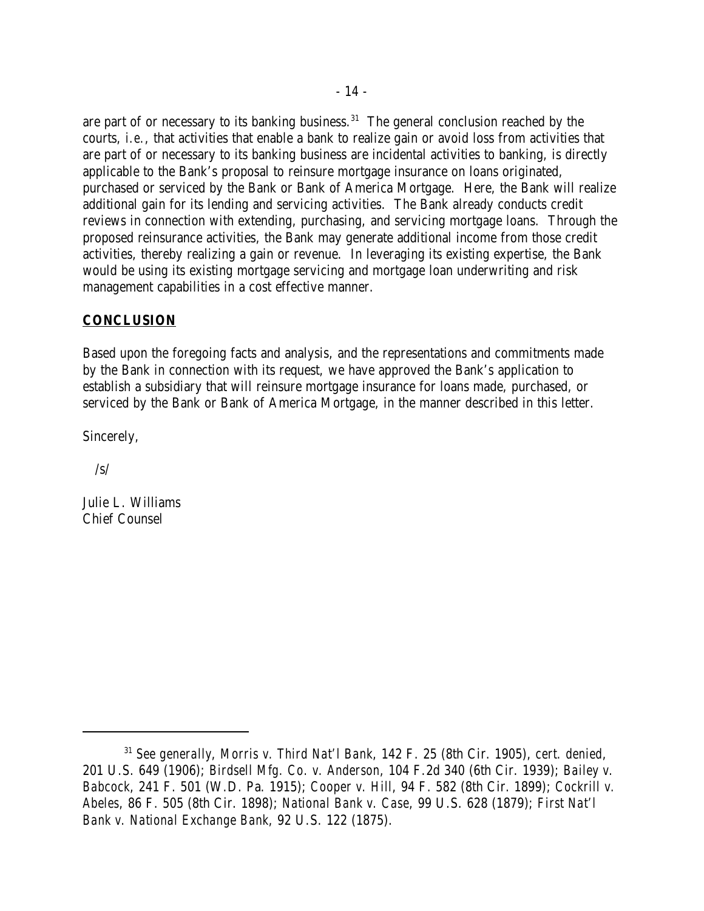are part of or necessary to its banking business.[31] The general conclusion reached by the courts, *i.e.*, that activities that enable a bank to realize gain or avoid loss from activities that are part of or necessary to its banking business are incidental activities to banking, is directly applicable to the Bank's proposal to reinsure mortgage insurance on loans originated, purchased or serviced by the Bank or Bank of America Mortgage. Here, the Bank will realize additional gain for its lending and servicing activities. The Bank already conducts credit reviews in connection with extending, purchasing, and servicing mortgage loans. Through the proposed reinsurance activities, the Bank may generate additional income from those credit activities, thereby realizing a gain or revenue. In leveraging its existing expertise, the Bank would be using its existing mortgage servicing and mortgage loan underwriting and risk management capabilities in a cost effective manner.

## CONCLUSION

Based upon the foregoing facts and analysis, and the representations and commitments made by the Bank in connection with its request, we have approved the Bank's application to establish a subsidiary that will reinsure mortgage insurance for loans made, purchased, or serviced by the Bank or Bank of America Mortgage, in the manner described in this letter.

Sincerely,

/s/

Julie L. Williams
Chief Counsel

---

[31] *See generally*, *Morris v. Third Nat'l Bank*, 142 F. 25 (8th Cir. 1905), *cert. denied*, 201 U.S. 649 (1906); *Birdsell Mfg. Co. v. Anderson*, 104 F.2d 340 (6th Cir. 1939); *Bailey v. Babcock*, 241 F. 501 (W.D. Pa. 1915); *Cooper v. Hill*, 94 F. 582 (8th Cir. 1899); *Cockrill v. Abeles*, 86 F. 505 (8th Cir. 1898); *National Bank v. Case*, 99 U.S. 628 (1879); *First Nat'l Bank v. National Exchange Bank*, 92 U.S. 122 (1875).